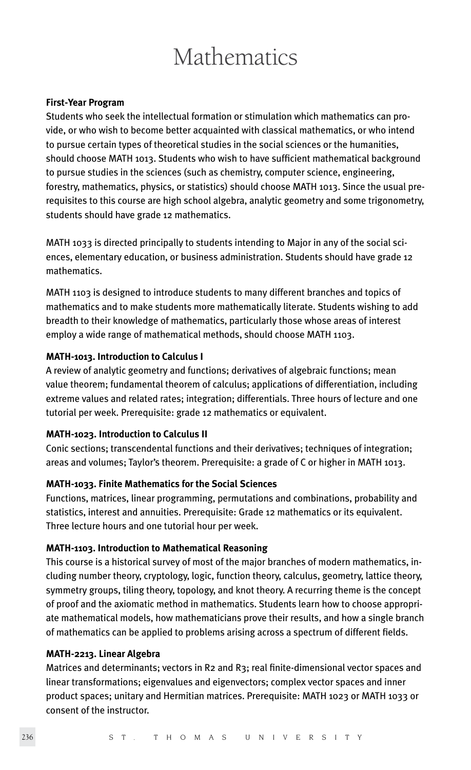# Mathematics

**First-Year Program**

Students who seek the intellectual formation or stimulation which mathematics can provide, or who wish to become better acquainted with classical mathematics, or who intend to pursue certain types of theoretical studies in the social sciences or the humanities, should choose MATH 1013. Students who wish to have sufficient mathematical background to pursue studies in the sciences (such as chemistry, computer science, engineering, forestry, mathematics, physics, or statistics) should choose MATH 1013. Since the usual prerequisites to this course are high school algebra, analytic geometry and some trigonometry, students should have grade 12 mathematics.

MATH 1033 is directed principally to students intending to Major in any of the social sciences, elementary education, or business administration. Students should have grade 12 mathematics.

MATH 1103 is designed to introduce students to many different branches and topics of mathematics and to make students more mathematically literate. Students wishing to add breadth to their knowledge of mathematics, particularly those whose areas of interest employ a wide range of mathematical methods, should choose MATH 1103.

**MATH-1013. Introduction to Calculus I**

A review of analytic geometry and functions; derivatives of algebraic functions; mean value theorem; fundamental theorem of calculus; applications of differentiation, including extreme values and related rates; integration; differentials. Three hours of lecture and one tutorial per week. Prerequisite: grade 12 mathematics or equivalent.

**MATH-1023. Introduction to Calculus II**

Conic sections; transcendental functions and their derivatives; techniques of integration; areas and volumes; Taylor's theorem. Prerequisite: a grade of C or higher in MATH 1013.

**MATH-1033. Finite Mathematics for the Social Sciences**

Functions, matrices, linear programming, permutations and combinations, probability and statistics, interest and annuities. Prerequisite: Grade 12 mathematics or its equivalent. Three lecture hours and one tutorial hour per week.

**MATH-1103. Introduction to Mathematical Reasoning**

This course is a historical survey of most of the major branches of modern mathematics, including number theory, cryptology, logic, function theory, calculus, geometry, lattice theory, symmetry groups, tiling theory, topology, and knot theory. A recurring theme is the concept of proof and the axiomatic method in mathematics. Students learn how to choose appropriate mathematical models, how mathematicians prove their results, and how a single branch of mathematics can be applied to problems arising across a spectrum of different fields.

**MATH-2213. Linear Algebra**

Matrices and determinants; vectors in $R^2$ and $R^3$; real finite-dimensional vector spaces and linear transformations; eigenvalues and eigenvectors; complex vector spaces and inner product spaces; unitary and Hermitian matrices. Prerequisite: MATH 1023 or MATH 1033 or consent of the instructor.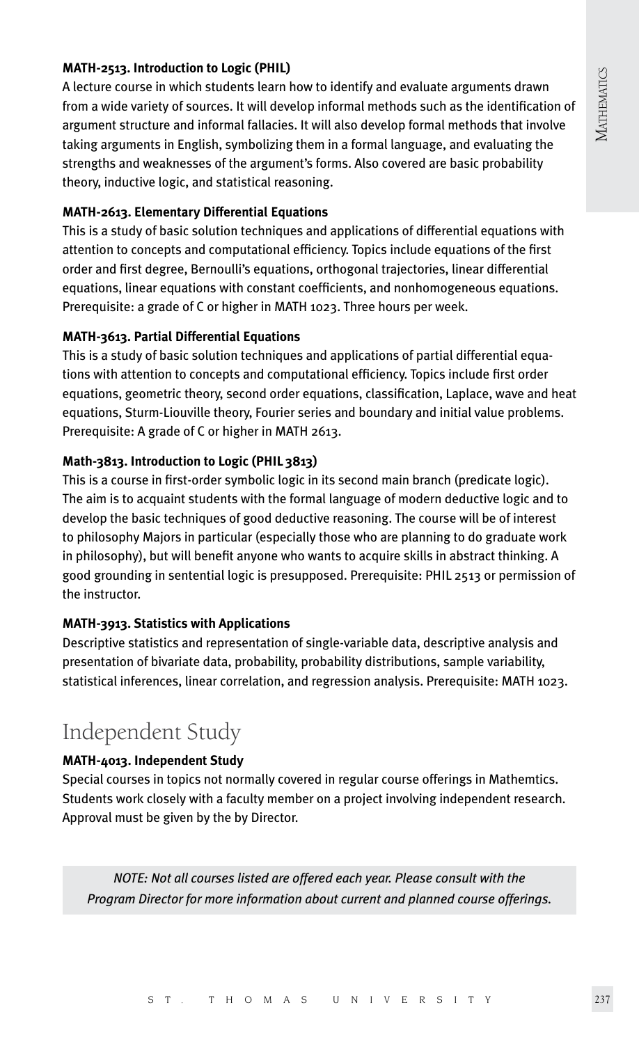**MATH-2513. Introduction to Logic (PHIL)**

A lecture course in which students learn how to identify and evaluate arguments drawn from a wide variety of sources. It will develop informal methods such as the identification of argument structure and informal fallacies. It will also develop formal methods that involve taking arguments in English, symbolizing them in a formal language, and evaluating the strengths and weaknesses of the argument's forms. Also covered are basic probability theory, inductive logic, and statistical reasoning.

**MATH-2613. Elementary Differential Equations**

This is a study of basic solution techniques and applications of differential equations with attention to concepts and computational efficiency. Topics include equations of the first order and first degree, Bernoulli's equations, orthogonal trajectories, linear differential equations, linear equations with constant coefficients, and nonhomogeneous equations. Prerequisite: a grade of C or higher in MATH 1023. Three hours per week.

**MATH-3613. Partial Differential Equations**

This is a study of basic solution techniques and applications of partial differential equations with attention to concepts and computational efficiency. Topics include first order equations, geometric theory, second order equations, classification, Laplace, wave and heat equations, Sturm-Liouville theory, Fourier series and boundary and initial value problems. Prerequisite: A grade of C or higher in MATH 2613.

**Math-3813. Introduction to Logic (PHIL 3813)**

This is a course in first-order symbolic logic in its second main branch (predicate logic). The aim is to acquaint students with the formal language of modern deductive logic and to develop the basic techniques of good deductive reasoning. The course will be of interest to philosophy Majors in particular (especially those who are planning to do graduate work in philosophy), but will benefit anyone who wants to acquire skills in abstract thinking. A good grounding in sentential logic is presupposed. Prerequisite: PHIL 2513 or permission of the instructor.

**MATH-3913. Statistics with Applications**

Descriptive statistics and representation of single-variable data, descriptive analysis and presentation of bivariate data, probability, probability distributions, sample variability, statistical inferences, linear correlation, and regression analysis. Prerequisite: MATH 1023.

## Independent Study

**MATH-4013. Independent Study**

Special courses in topics not normally covered in regular course offerings in Mathemtics. Students work closely with a faculty member on a project involving independent research. Approval must be given by the by Director.

*NOTE: Not all courses listed are offered each year. Please consult with the Program Director for more information about current and planned course offerings.*